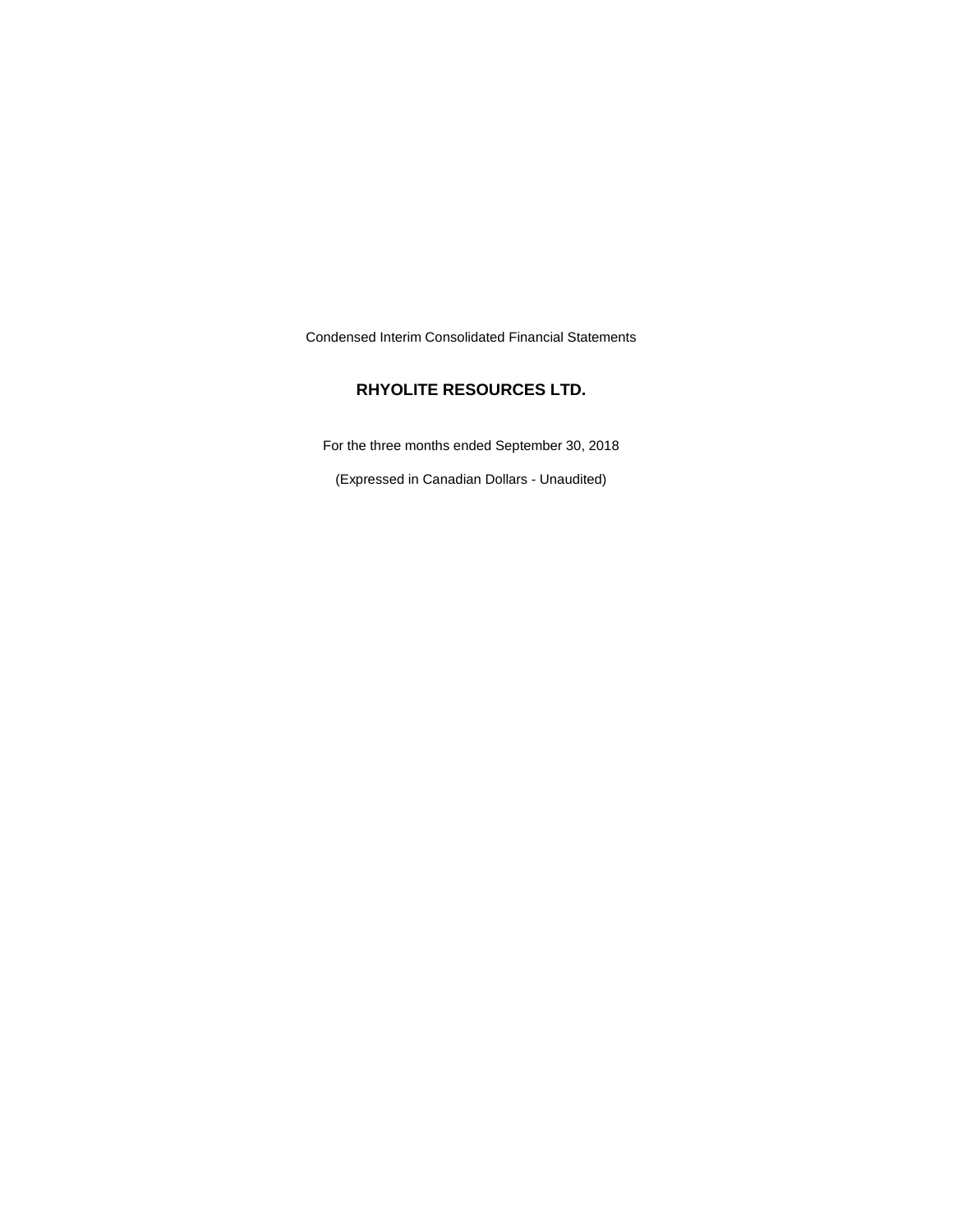Condensed Interim Consolidated Financial Statements

# RHYOLITE RESOURCES LTD.

For the three months ended September 30, 2018

(Expressed in Canadian Dollars - Unaudited)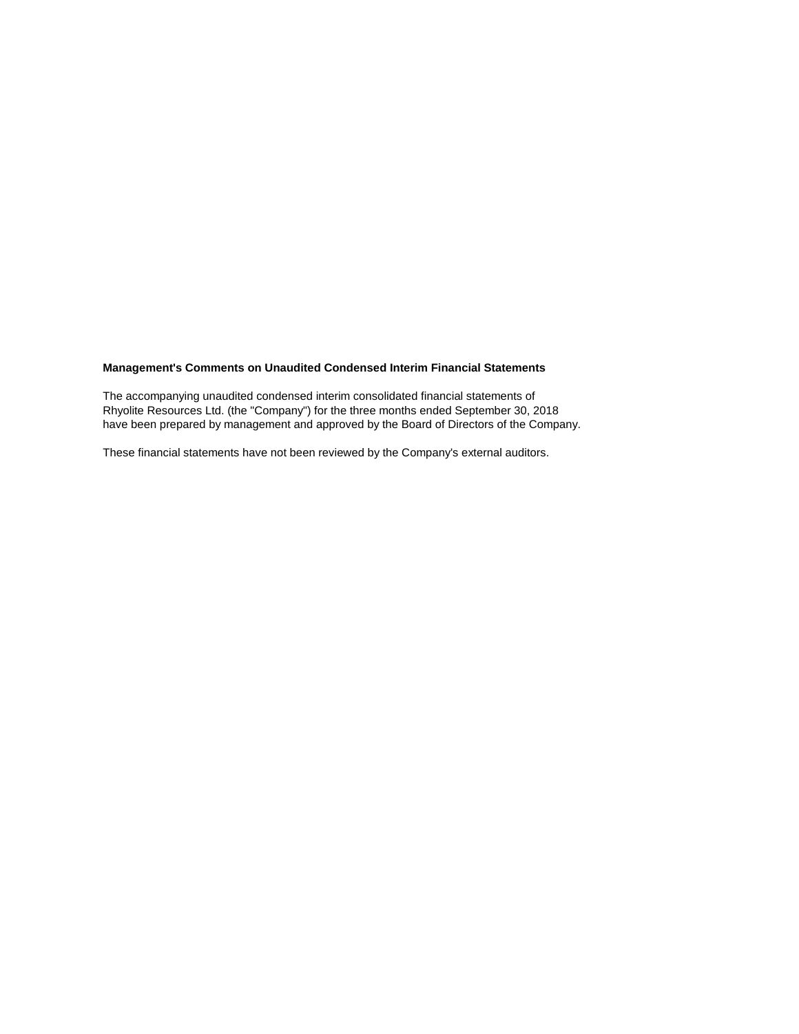**Management's Comments on Unaudited Condensed Interim Financial Statements**

The accompanying unaudited condensed interim consolidated financial statements of Rhyolite Resources Ltd. (the "Company") for the three months ended September 30, 2018 have been prepared by management and approved by the Board of Directors of the Company.

These financial statements have not been reviewed by the Company's external auditors.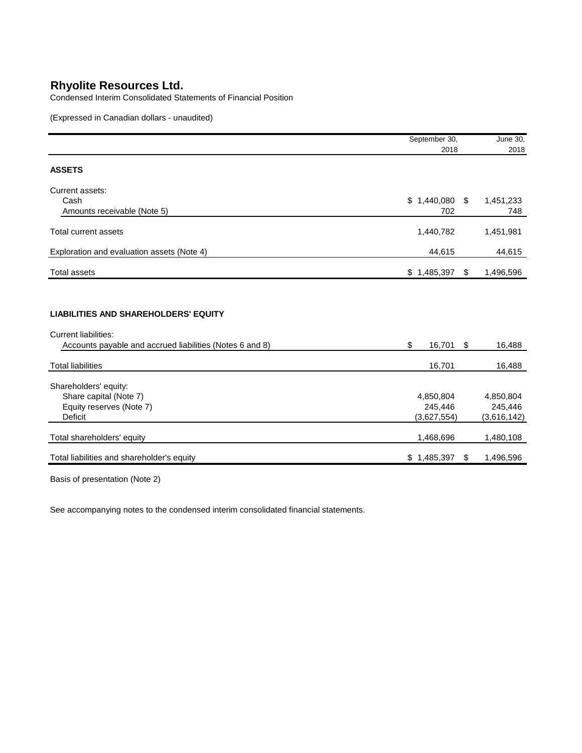# Rhyolite Resources Ltd.

Condensed Interim Consolidated Statements of Financial Position

(Expressed in Canadian dollars - unaudited)

| | September 30, 2018 | June 30, 2018 |
|---|---|---|
| **ASSETS** | | |
| Current assets: | | |
| Cash | $ 1,440,080 | $ 1,451,233 |
| Amounts receivable (Note 5) | 702 | 748 |
| Total current assets | 1,440,782 | 1,451,981 |
| Exploration and evaluation assets (Note 4) | 44,615 | 44,615 |
| Total assets | $ 1,485,397 | $ 1,496,596 |
| **LIABILITIES AND SHAREHOLDERS' EQUITY** | | |
| Current liabilities: | | |
| Accounts payable and accrued liabilities (Notes 6 and 8) | $ 16,701 | $ 16,488 |
| Total liabilities | 16,701 | 16,488 |
| Shareholders' equity: | | |
| Share capital (Note 7) | 4,850,804 | 4,850,804 |
| Equity reserves (Note 7) | 245,446 | 245,446 |
| Deficit | (3,627,554) | (3,616,142) |
| Total shareholders' equity | 1,468,696 | 1,480,108 |
| Total liabilities and shareholder's equity | $ 1,485,397 | $ 1,496,596 |

Basis of presentation (Note 2)

See accompanying notes to the condensed interim consolidated financial statements.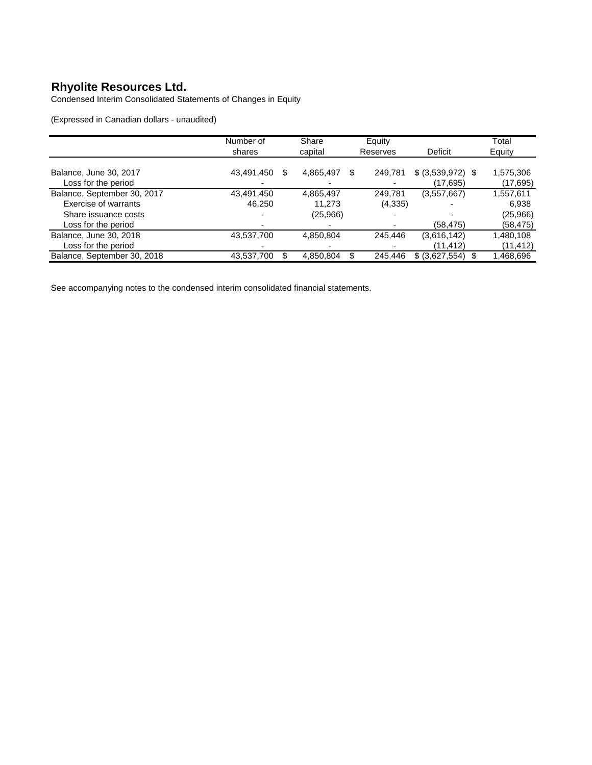# Rhyolite Resources Ltd.

Condensed Interim Consolidated Statements of Changes in Equity

(Expressed in Canadian dollars - unaudited)

| | Number of shares | Share capital | Equity Reserves | Deficit | Total Equity |
|---|---|---|---|---|---|
| Balance, June 30, 2017 | 43,491,450 | $ 4,865,497 | $ 249,781 | $ (3,539,972) | $ 1,575,306 |
| Loss for the period | - | - | - | (17,695) | (17,695) |
| Balance, September 30, 2017 | 43,491,450 | 4,865,497 | 249,781 | (3,557,667) | 1,557,611 |
| Exercise of warrants | 46,250 | 11,273 | (4,335) | - | 6,938 |
| Share issuance costs | - | (25,966) | - | - | (25,966) |
| Loss for the period | - | - | - | (58,475) | (58,475) |
| Balance, June 30, 2018 | 43,537,700 | 4,850,804 | 245,446 | (3,616,142) | 1,480,108 |
| Loss for the period | - | - | - | (11,412) | (11,412) |
| Balance, September 30, 2018 | 43,537,700 | $ 4,850,804 | $ 245,446 | $ (3,627,554) | $ 1,468,696 |

See accompanying notes to the condensed interim consolidated financial statements.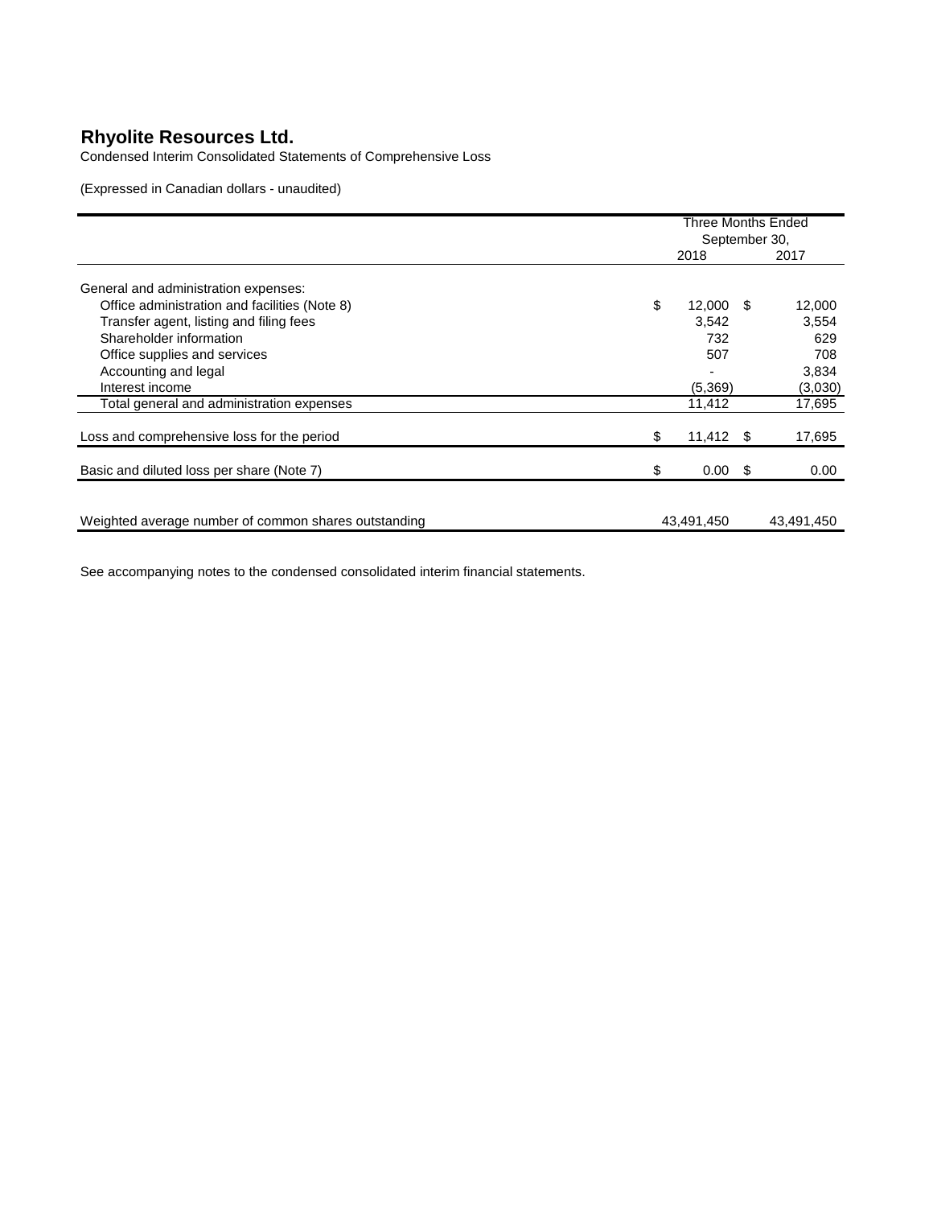# Rhyolite Resources Ltd.

Condensed Interim Consolidated Statements of Comprehensive Loss

(Expressed in Canadian dollars - unaudited)

| | Three Months Ended September 30, | |
|---|---|---|
| | 2018 | 2017 |
| General and administration expenses: | | |
| Office administration and facilities (Note 8) | $ 12,000 | $ 12,000 |
| Transfer agent, listing and filing fees | 3,542 | 3,554 |
| Shareholder information | 732 | 629 |
| Office supplies and services | 507 | 708 |
| Accounting and legal | - | 3,834 |
| Interest income | (5,369) | (3,030) |
| Total general and administration expenses | 11,412 | 17,695 |
| Loss and comprehensive loss for the period | $ 11,412 | $ 17,695 |
| Basic and diluted loss per share (Note 7) | $ 0.00 | $ 0.00 |
| Weighted average number of common shares outstanding | 43,491,450 | 43,491,450 |

See accompanying notes to the condensed consolidated interim financial statements.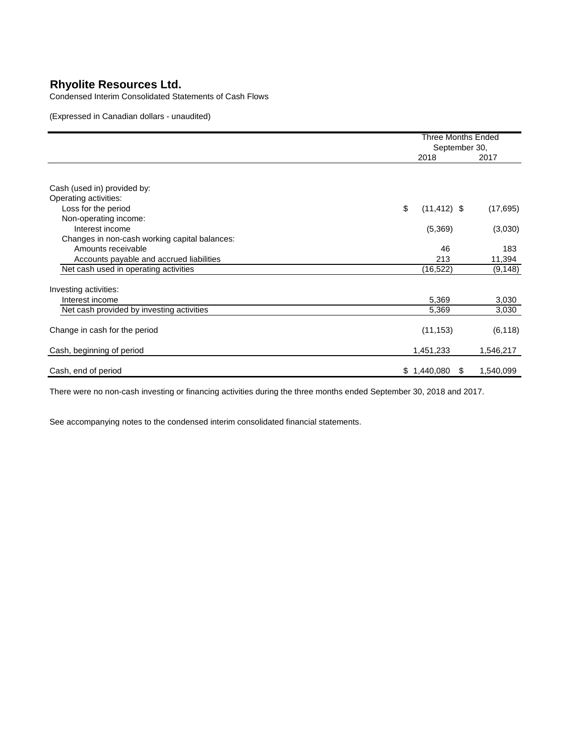# Rhyolite Resources Ltd.

Condensed Interim Consolidated Statements of Cash Flows

(Expressed in Canadian dollars - unaudited)

| | Three Months Ended September 30, | |
|---|---|---|
| | 2018 | 2017 |
| Cash (used in) provided by: | | |
| Operating activities: | | |
| Loss for the period | $ (11,412) | $ (17,695) |
| Non-operating income: | | |
| Interest income | (5,369) | (3,030) |
| Changes in non-cash working capital balances: | | |
| Amounts receivable | 46 | 183 |
| Accounts payable and accrued liabilities | 213 | 11,394 |
| Net cash used in operating activities | (16,522) | (9,148) |
| Investing activities: | | |
| Interest income | 5,369 | 3,030 |
| Net cash provided by investing activities | 5,369 | 3,030 |
| Change in cash for the period | (11,153) | (6,118) |
| Cash, beginning of period | 1,451,233 | 1,546,217 |
| Cash, end of period | $ 1,440,080 | $ 1,540,099 |

There were no non-cash investing or financing activities during the three months ended September 30, 2018 and 2017.

See accompanying notes to the condensed interim consolidated financial statements.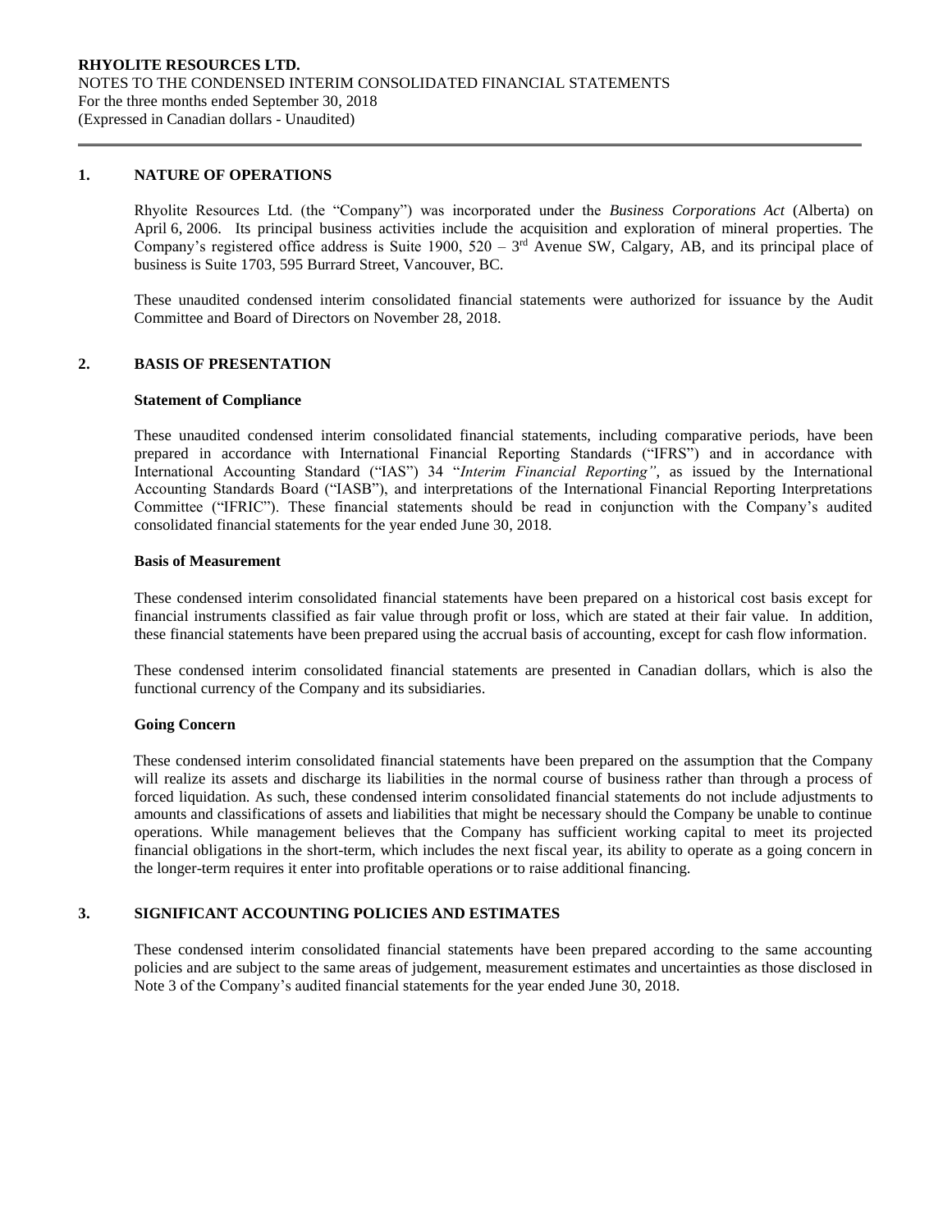## 1. NATURE OF OPERATIONS

Rhyolite Resources Ltd. (the "Company") was incorporated under the *Business Corporations Act* (Alberta) on April 6, 2006. Its principal business activities include the acquisition and exploration of mineral properties. The Company's registered office address is Suite 1900, 520 – 3rd Avenue SW, Calgary, AB, and its principal place of business is Suite 1703, 595 Burrard Street, Vancouver, BC.

These unaudited condensed interim consolidated financial statements were authorized for issuance by the Audit Committee and Board of Directors on November 28, 2018.

## 2. BASIS OF PRESENTATION

### Statement of Compliance

These unaudited condensed interim consolidated financial statements, including comparative periods, have been prepared in accordance with International Financial Reporting Standards ("IFRS") and in accordance with International Accounting Standard ("IAS") 34 "*Interim Financial Reporting"*, as issued by the International Accounting Standards Board ("IASB"), and interpretations of the International Financial Reporting Interpretations Committee ("IFRIC"). These financial statements should be read in conjunction with the Company's audited consolidated financial statements for the year ended June 30, 2018.

### Basis of Measurement

These condensed interim consolidated financial statements have been prepared on a historical cost basis except for financial instruments classified as fair value through profit or loss, which are stated at their fair value. In addition, these financial statements have been prepared using the accrual basis of accounting, except for cash flow information.

These condensed interim consolidated financial statements are presented in Canadian dollars, which is also the functional currency of the Company and its subsidiaries.

### Going Concern

These condensed interim consolidated financial statements have been prepared on the assumption that the Company will realize its assets and discharge its liabilities in the normal course of business rather than through a process of forced liquidation. As such, these condensed interim consolidated financial statements do not include adjustments to amounts and classifications of assets and liabilities that might be necessary should the Company be unable to continue operations. While management believes that the Company has sufficient working capital to meet its projected financial obligations in the short-term, which includes the next fiscal year, its ability to operate as a going concern in the longer-term requires it enter into profitable operations or to raise additional financing.

## 3. SIGNIFICANT ACCOUNTING POLICIES AND ESTIMATES

These condensed interim consolidated financial statements have been prepared according to the same accounting policies and are subject to the same areas of judgement, measurement estimates and uncertainties as those disclosed in Note 3 of the Company's audited financial statements for the year ended June 30, 2018.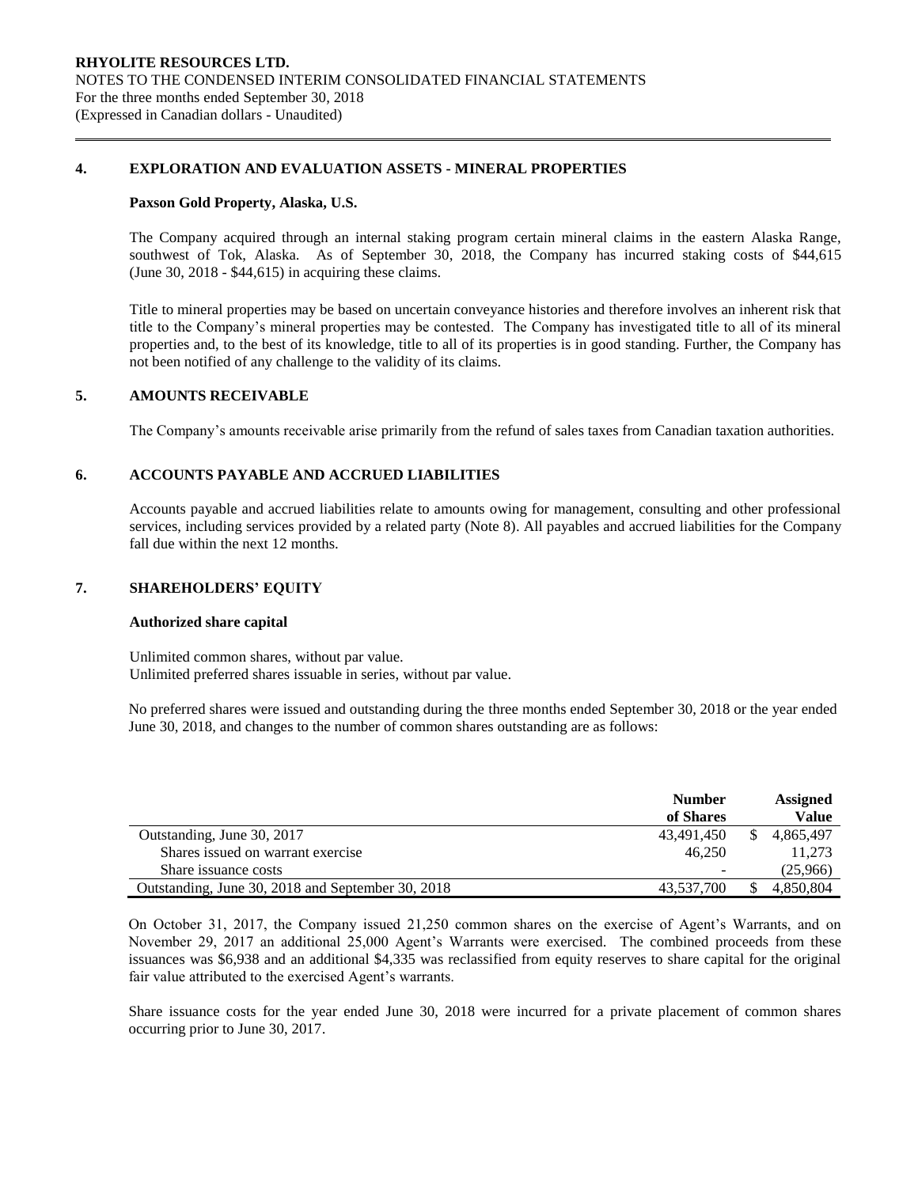## 4. EXPLORATION AND EVALUATION ASSETS - MINERAL PROPERTIES

**Paxson Gold Property, Alaska, U.S.**

The Company acquired through an internal staking program certain mineral claims in the eastern Alaska Range, southwest of Tok, Alaska. As of September 30, 2018, the Company has incurred staking costs of $44,615 (June 30, 2018 - $44,615) in acquiring these claims.

Title to mineral properties may be based on uncertain conveyance histories and therefore involves an inherent risk that title to the Company's mineral properties may be contested. The Company has investigated title to all of its mineral properties and, to the best of its knowledge, title to all of its properties is in good standing. Further, the Company has not been notified of any challenge to the validity of its claims.

## 5. AMOUNTS RECEIVABLE

The Company's amounts receivable arise primarily from the refund of sales taxes from Canadian taxation authorities.

## 6. ACCOUNTS PAYABLE AND ACCRUED LIABILITIES

Accounts payable and accrued liabilities relate to amounts owing for management, consulting and other professional services, including services provided by a related party (Note 8). All payables and accrued liabilities for the Company fall due within the next 12 months.

## 7. SHAREHOLDERS' EQUITY

**Authorized share capital**

Unlimited common shares, without par value.
Unlimited preferred shares issuable in series, without par value.

No preferred shares were issued and outstanding during the three months ended September 30, 2018 or the year ended June 30, 2018, and changes to the number of common shares outstanding are as follows:

| | Number of Shares | Assigned Value |
|---|---|---|
| Outstanding, June 30, 2017 | 43,491,450 | $ 4,865,497 |
| Shares issued on warrant exercise | 46,250 | 11,273 |
| Share issuance costs | - | (25,966) |
| Outstanding, June 30, 2018 and September 30, 2018 | 43,537,700 | $ 4,850,804 |

On October 31, 2017, the Company issued 21,250 common shares on the exercise of Agent's Warrants, and on November 29, 2017 an additional 25,000 Agent's Warrants were exercised. The combined proceeds from these issuances was $6,938 and an additional $4,335 was reclassified from equity reserves to share capital for the original fair value attributed to the exercised Agent's warrants.

Share issuance costs for the year ended June 30, 2018 were incurred for a private placement of common shares occurring prior to June 30, 2017.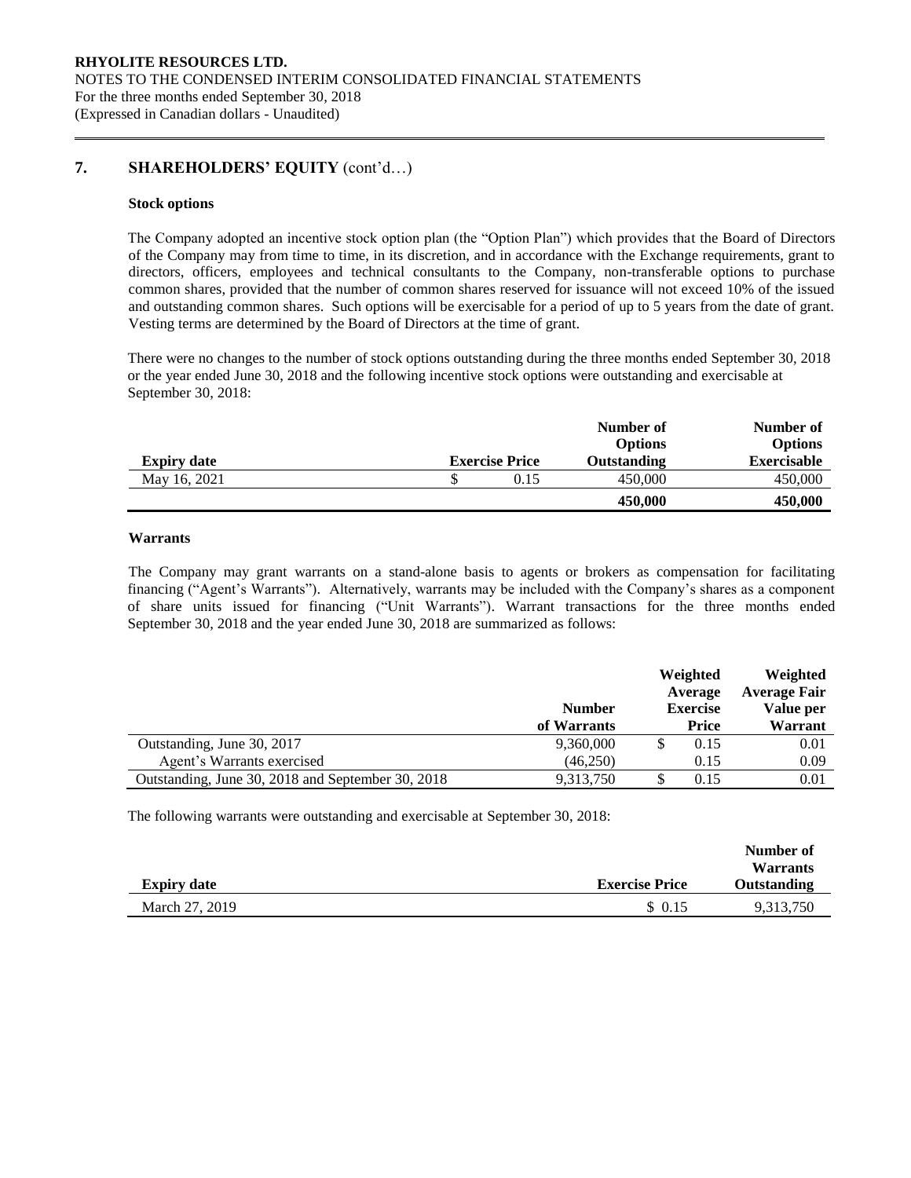## 7. SHAREHOLDERS' EQUITY (cont'd…)

### Stock options

The Company adopted an incentive stock option plan (the "Option Plan") which provides that the Board of Directors of the Company may from time to time, in its discretion, and in accordance with the Exchange requirements, grant to directors, officers, employees and technical consultants to the Company, non-transferable options to purchase common shares, provided that the number of common shares reserved for issuance will not exceed 10% of the issued and outstanding common shares. Such options will be exercisable for a period of up to 5 years from the date of grant. Vesting terms are determined by the Board of Directors at the time of grant.

There were no changes to the number of stock options outstanding during the three months ended September 30, 2018 or the year ended June 30, 2018 and the following incentive stock options were outstanding and exercisable at September 30, 2018:

| Expiry date | Exercise Price | Number of Options Outstanding | Number of Options Exercisable |
|---|---|---|---|
| May 16, 2021 | $ 0.15 | 450,000 | 450,000 |
| | | **450,000** | **450,000** |

### Warrants

The Company may grant warrants on a stand-alone basis to agents or brokers as compensation for facilitating financing ("Agent's Warrants"). Alternatively, warrants may be included with the Company's shares as a component of share units issued for financing ("Unit Warrants"). Warrant transactions for the three months ended September 30, 2018 and the year ended June 30, 2018 are summarized as follows:

| | Number of Warrants | Weighted Average Exercise Price | Weighted Average Fair Value per Warrant |
|---|---|---|---|
| Outstanding, June 30, 2017 | 9,360,000 | $ 0.15 | 0.01 |
| Agent's Warrants exercised | (46,250) | 0.15 | 0.09 |
| Outstanding, June 30, 2018 and September 30, 2018 | 9,313,750 | $ 0.15 | 0.01 |

The following warrants were outstanding and exercisable at September 30, 2018:

| Expiry date | Exercise Price | Number of Warrants Outstanding |
|---|---|---|
| March 27, 2019 | $ 0.15 | 9,313,750 |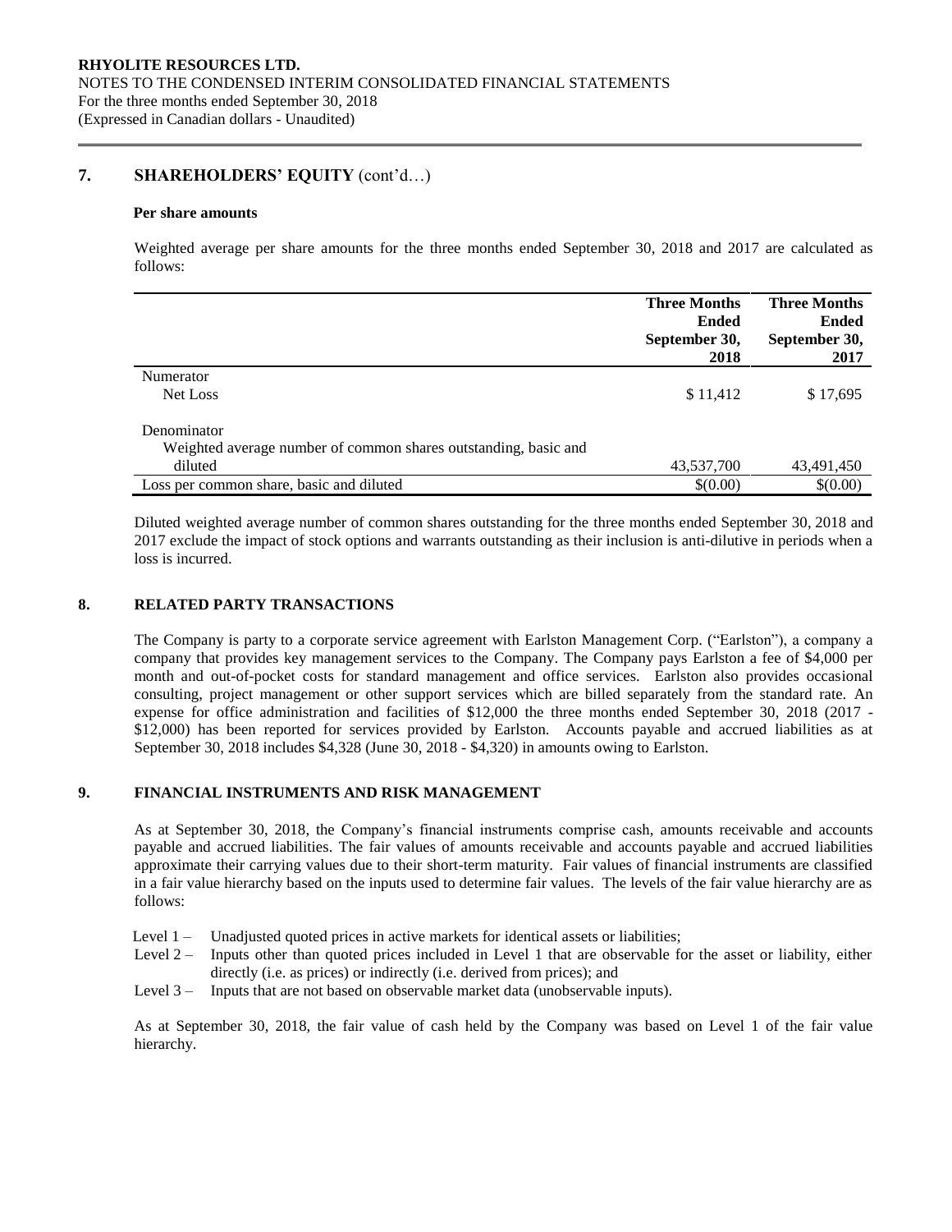## 7. SHAREHOLDERS' EQUITY (cont'd…)

**Per share amounts**

Weighted average per share amounts for the three months ended September 30, 2018 and 2017 are calculated as follows:

| | Three Months Ended September 30, 2018 | Three Months Ended September 30, 2017 |
|---|---|---|
| Numerator | | |
| Net Loss | $ 11,412 | $ 17,695 |
| Denominator | | |
| Weighted average number of common shares outstanding, basic and diluted | 43,537,700 | 43,491,450 |
| Loss per common share, basic and diluted | $(0.00) | $(0.00) |

Diluted weighted average number of common shares outstanding for the three months ended September 30, 2018 and 2017 exclude the impact of stock options and warrants outstanding as their inclusion is anti-dilutive in periods when a loss is incurred.

## 8. RELATED PARTY TRANSACTIONS

The Company is party to a corporate service agreement with Earlston Management Corp. ("Earlston"), a company a company that provides key management services to the Company. The Company pays Earlston a fee of $4,000 per month and out-of-pocket costs for standard management and office services. Earlston also provides occasional consulting, project management or other support services which are billed separately from the standard rate. An expense for office administration and facilities of $12,000 the three months ended September 30, 2018 (2017 - $12,000) has been reported for services provided by Earlston. Accounts payable and accrued liabilities as at September 30, 2018 includes $4,328 (June 30, 2018 - $4,320) in amounts owing to Earlston.

## 9. FINANCIAL INSTRUMENTS AND RISK MANAGEMENT

As at September 30, 2018, the Company's financial instruments comprise cash, amounts receivable and accounts payable and accrued liabilities. The fair values of amounts receivable and accounts payable and accrued liabilities approximate their carrying values due to their short-term maturity. Fair values of financial instruments are classified in a fair value hierarchy based on the inputs used to determine fair values. The levels of the fair value hierarchy are as follows:

- Level 1 – Unadjusted quoted prices in active markets for identical assets or liabilities;
- Level 2 – Inputs other than quoted prices included in Level 1 that are observable for the asset or liability, either directly (i.e. as prices) or indirectly (i.e. derived from prices); and
- Level 3 – Inputs that are not based on observable market data (unobservable inputs).

As at September 30, 2018, the fair value of cash held by the Company was based on Level 1 of the fair value hierarchy.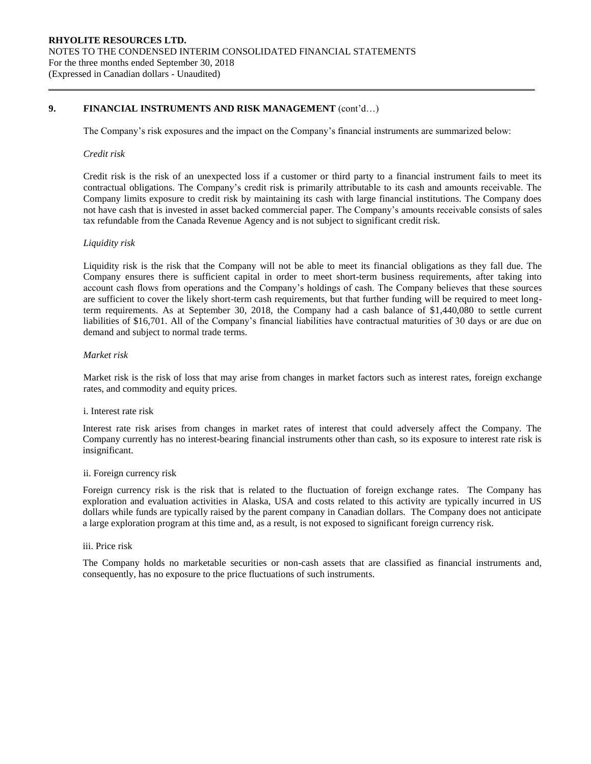## 9. FINANCIAL INSTRUMENTS AND RISK MANAGEMENT (cont'd…)

The Company's risk exposures and the impact on the Company's financial instruments are summarized below:

*Credit risk*

Credit risk is the risk of an unexpected loss if a customer or third party to a financial instrument fails to meet its contractual obligations. The Company's credit risk is primarily attributable to its cash and amounts receivable. The Company limits exposure to credit risk by maintaining its cash with large financial institutions. The Company does not have cash that is invested in asset backed commercial paper. The Company's amounts receivable consists of sales tax refundable from the Canada Revenue Agency and is not subject to significant credit risk.

*Liquidity risk*

Liquidity risk is the risk that the Company will not be able to meet its financial obligations as they fall due. The Company ensures there is sufficient capital in order to meet short-term business requirements, after taking into account cash flows from operations and the Company's holdings of cash. The Company believes that these sources are sufficient to cover the likely short-term cash requirements, but that further funding will be required to meet long-term requirements. As at September 30, 2018, the Company had a cash balance of $1,440,080 to settle current liabilities of $16,701. All of the Company's financial liabilities have contractual maturities of 30 days or are due on demand and subject to normal trade terms.

*Market risk*

Market risk is the risk of loss that may arise from changes in market factors such as interest rates, foreign exchange rates, and commodity and equity prices.

i. Interest rate risk

Interest rate risk arises from changes in market rates of interest that could adversely affect the Company. The Company currently has no interest-bearing financial instruments other than cash, so its exposure to interest rate risk is insignificant.

ii. Foreign currency risk

Foreign currency risk is the risk that is related to the fluctuation of foreign exchange rates. The Company has exploration and evaluation activities in Alaska, USA and costs related to this activity are typically incurred in US dollars while funds are typically raised by the parent company in Canadian dollars. The Company does not anticipate a large exploration program at this time and, as a result, is not exposed to significant foreign currency risk.

iii. Price risk

The Company holds no marketable securities or non-cash assets that are classified as financial instruments and, consequently, has no exposure to the price fluctuations of such instruments.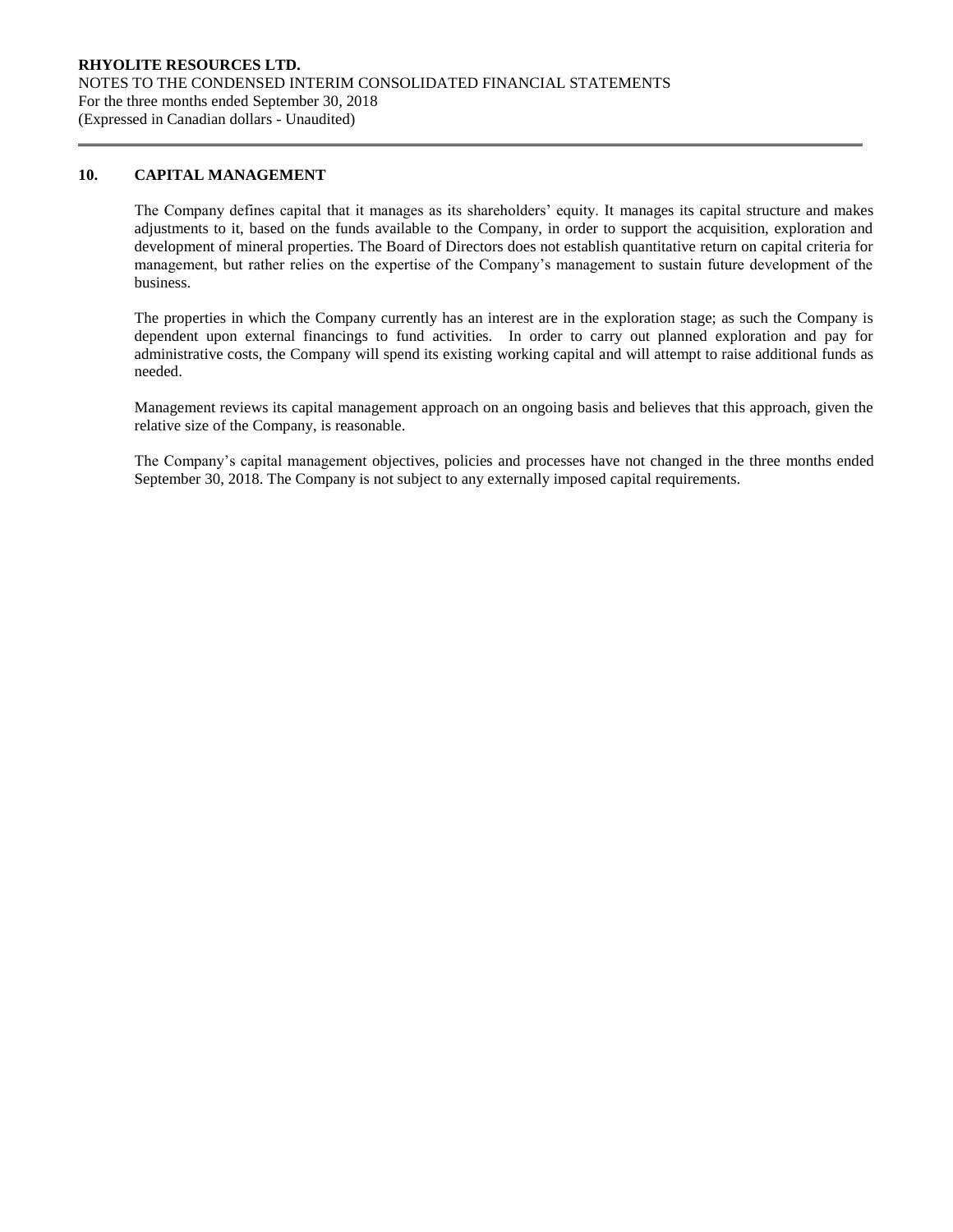## 10. CAPITAL MANAGEMENT

The Company defines capital that it manages as its shareholders' equity. It manages its capital structure and makes adjustments to it, based on the funds available to the Company, in order to support the acquisition, exploration and development of mineral properties. The Board of Directors does not establish quantitative return on capital criteria for management, but rather relies on the expertise of the Company's management to sustain future development of the business.

The properties in which the Company currently has an interest are in the exploration stage; as such the Company is dependent upon external financings to fund activities. In order to carry out planned exploration and pay for administrative costs, the Company will spend its existing working capital and will attempt to raise additional funds as needed.

Management reviews its capital management approach on an ongoing basis and believes that this approach, given the relative size of the Company, is reasonable.

The Company's capital management objectives, policies and processes have not changed in the three months ended September 30, 2018. The Company is not subject to any externally imposed capital requirements.